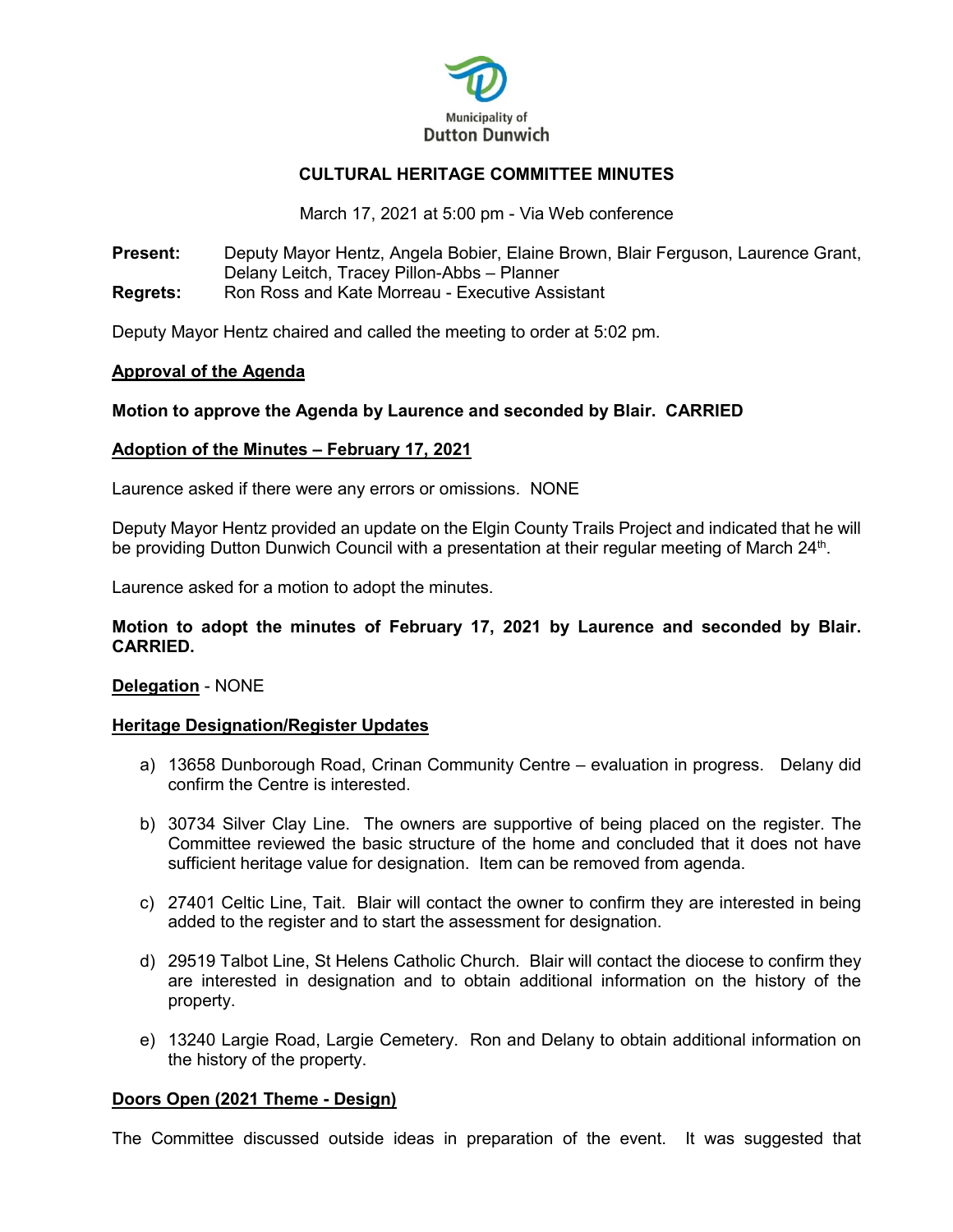Municipality of
Dutton Dunwich

# CULTURAL HERITAGE COMMITTEE MINUTES

March 17, 2021 at 5:00 pm - Via Web conference

**Present:** Deputy Mayor Hentz, Angela Bobier, Elaine Brown, Blair Ferguson, Laurence Grant, Delany Leitch, Tracey Pillon-Abbs – Planner
**Regrets:** Ron Ross and Kate Morreau - Executive Assistant

Deputy Mayor Hentz chaired and called the meeting to order at 5:02 pm.

## Approval of the Agenda

**Motion to approve the Agenda by Laurence and seconded by Blair. CARRIED**

## Adoption of the Minutes – February 17, 2021

Laurence asked if there were any errors or omissions. NONE

Deputy Mayor Hentz provided an update on the Elgin County Trails Project and indicated that he will be providing Dutton Dunwich Council with a presentation at their regular meeting of March 24th.

Laurence asked for a motion to adopt the minutes.

**Motion to adopt the minutes of February 17, 2021 by Laurence and seconded by Blair. CARRIED.**

## Delegation - NONE

## Heritage Designation/Register Updates

a) 13658 Dunborough Road, Crinan Community Centre – evaluation in progress. Delany did confirm the Centre is interested.

b) 30734 Silver Clay Line. The owners are supportive of being placed on the register. The Committee reviewed the basic structure of the home and concluded that it does not have sufficient heritage value for designation. Item can be removed from agenda.

c) 27401 Celtic Line, Tait. Blair will contact the owner to confirm they are interested in being added to the register and to start the assessment for designation.

d) 29519 Talbot Line, St Helens Catholic Church. Blair will contact the diocese to confirm they are interested in designation and to obtain additional information on the history of the property.

e) 13240 Largie Road, Largie Cemetery. Ron and Delany to obtain additional information on the history of the property.

## Doors Open (2021 Theme - Design)

The Committee discussed outside ideas in preparation of the event. It was suggested that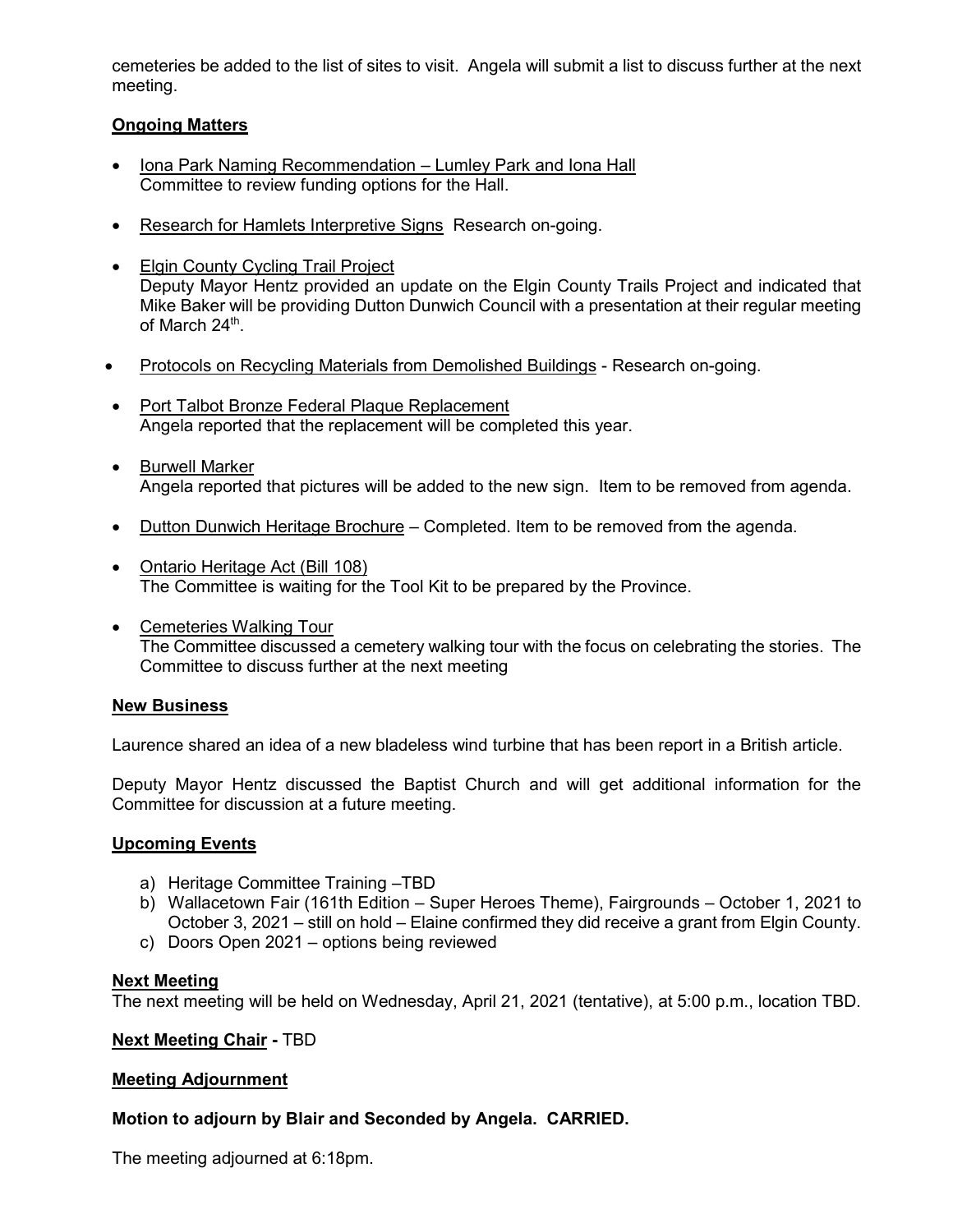cemeteries be added to the list of sites to visit. Angela will submit a list to discuss further at the next meeting.

**Ongoing Matters**

- Iona Park Naming Recommendation – Lumley Park and Iona Hall
  Committee to review funding options for the Hall.

- Research for Hamlets Interpretive Signs Research on-going.

- Elgin County Cycling Trail Project
  Deputy Mayor Hentz provided an update on the Elgin County Trails Project and indicated that Mike Baker will be providing Dutton Dunwich Council with a presentation at their regular meeting of March 24th.

- Protocols on Recycling Materials from Demolished Buildings - Research on-going.

- Port Talbot Bronze Federal Plaque Replacement
  Angela reported that the replacement will be completed this year.

- Burwell Marker
  Angela reported that pictures will be added to the new sign. Item to be removed from agenda.

- Dutton Dunwich Heritage Brochure – Completed. Item to be removed from the agenda.

- Ontario Heritage Act (Bill 108)
  The Committee is waiting for the Tool Kit to be prepared by the Province.

- Cemeteries Walking Tour
  The Committee discussed a cemetery walking tour with the focus on celebrating the stories. The Committee to discuss further at the next meeting

**New Business**

Laurence shared an idea of a new bladeless wind turbine that has been report in a British article.

Deputy Mayor Hentz discussed the Baptist Church and will get additional information for the Committee for discussion at a future meeting.

**Upcoming Events**

a) Heritage Committee Training –TBD
b) Wallacetown Fair (161th Edition – Super Heroes Theme), Fairgrounds – October 1, 2021 to October 3, 2021 – still on hold – Elaine confirmed they did receive a grant from Elgin County.
c) Doors Open 2021 – options being reviewed

**Next Meeting**
The next meeting will be held on Wednesday, April 21, 2021 (tentative), at 5:00 p.m., location TBD.

**Next Meeting Chair -** TBD

**Meeting Adjournment**

**Motion to adjourn by Blair and Seconded by Angela. CARRIED.**

The meeting adjourned at 6:18pm.